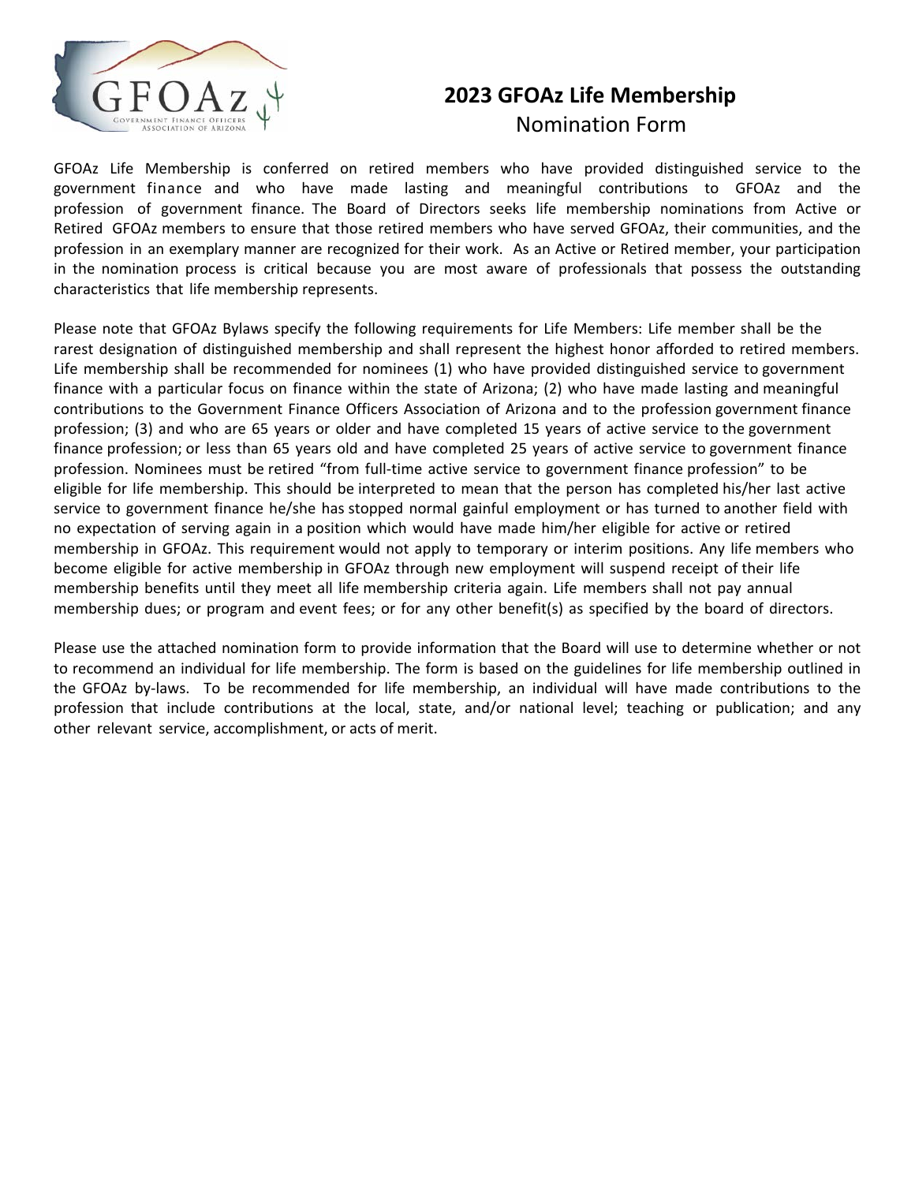# 2023 GFOAz Life Membership

## Nomination Form

GFOAz Life Membership is conferred on retired members who have provided distinguished service to the government finance and who have made lasting and meaningful contributions to GFOAz and the profession of government finance. The Board of Directors seeks life membership nominations from Active or Retired GFOAz members to ensure that those retired members who have served GFOAz, their communities, and the profession in an exemplary manner are recognized for their work. As an Active or Retired member, your participation in the nomination process is critical because you are most aware of professionals that possess the outstanding characteristics that life membership represents.

Please note that GFOAz Bylaws specify the following requirements for Life Members: Life member shall be the rarest designation of distinguished membership and shall represent the highest honor afforded to retired members. Life membership shall be recommended for nominees (1) who have provided distinguished service to government finance with a particular focus on finance within the state of Arizona; (2) who have made lasting and meaningful contributions to the Government Finance Officers Association of Arizona and to the profession government finance profession; (3) and who are 65 years or older and have completed 15 years of active service to the government finance profession; or less than 65 years old and have completed 25 years of active service to government finance profession. Nominees must be retired "from full-time active service to government finance profession" to be eligible for life membership. This should be interpreted to mean that the person has completed his/her last active service to government finance he/she has stopped normal gainful employment or has turned to another field with no expectation of serving again in a position which would have made him/her eligible for active or retired membership in GFOAz. This requirement would not apply to temporary or interim positions. Any life members who become eligible for active membership in GFOAz through new employment will suspend receipt of their life membership benefits until they meet all life membership criteria again. Life members shall not pay annual membership dues; or program and event fees; or for any other benefit(s) as specified by the board of directors.

Please use the attached nomination form to provide information that the Board will use to determine whether or not to recommend an individual for life membership. The form is based on the guidelines for life membership outlined in the GFOAz by-laws. To be recommended for life membership, an individual will have made contributions to the profession that include contributions at the local, state, and/or national level; teaching or publication; and any other relevant service, accomplishment, or acts of merit.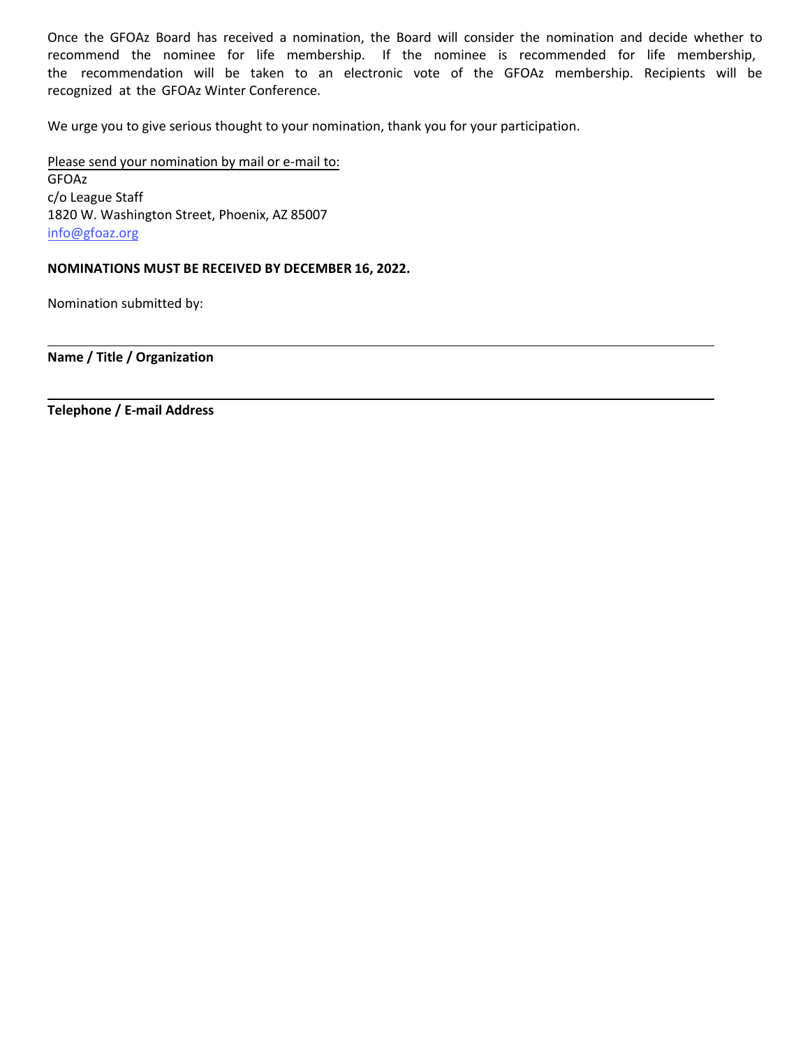Once the GFOAz Board has received a nomination, the Board will consider the nomination and decide whether to recommend the nominee for life membership. If the nominee is recommended for life membership, the recommendation will be taken to an electronic vote of the GFOAz membership. Recipients will be recognized at the GFOAz Winter Conference.

We urge you to give serious thought to your nomination, thank you for your participation.

Please send your nomination by mail or e-mail to:
GFOAz
c/o League Staff
1820 W. Washington Street, Phoenix, AZ 85007
info@gfoaz.org

**NOMINATIONS MUST BE RECEIVED BY DECEMBER 16, 2022.**

Nomination submitted by:

\_\_\_\_\_\_\_\_\_\_\_\_\_\_\_\_\_\_\_\_\_\_\_\_\_\_\_\_\_\_\_\_\_\_\_\_\_\_\_\_\_\_\_\_\_\_\_\_\_\_\_\_\_\_\_\_\_\_\_\_

**Name / Title / Organization**

\_\_\_\_\_\_\_\_\_\_\_\_\_\_\_\_\_\_\_\_\_\_\_\_\_\_\_\_\_\_\_\_\_\_\_\_\_\_\_\_\_\_\_\_\_\_\_\_\_\_\_\_\_\_\_\_\_\_\_\_

**Telephone / E-mail Address**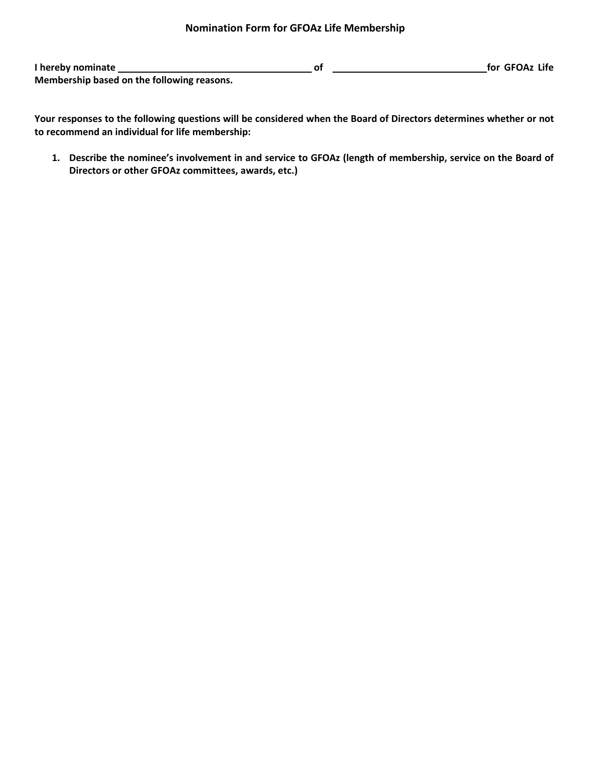## Nomination Form for GFOAz Life Membership

**I hereby nominate \_\_\_\_\_\_\_\_\_\_\_\_\_\_\_\_\_\_\_\_\_\_\_\_\_\_\_\_\_\_\_\_\_\_\_\_\_\_ of \_\_\_\_\_\_\_\_\_\_\_\_\_\_\_\_\_\_\_\_\_\_\_\_\_\_\_\_\_\_\_\_ for GFOAz Life Membership based on the following reasons.**

**Your responses to the following questions will be considered when the Board of Directors determines whether or not to recommend an individual for life membership:**

1. **Describe the nominee's involvement in and service to GFOAz (length of membership, service on the Board of Directors or other GFOAz committees, awards, etc.)**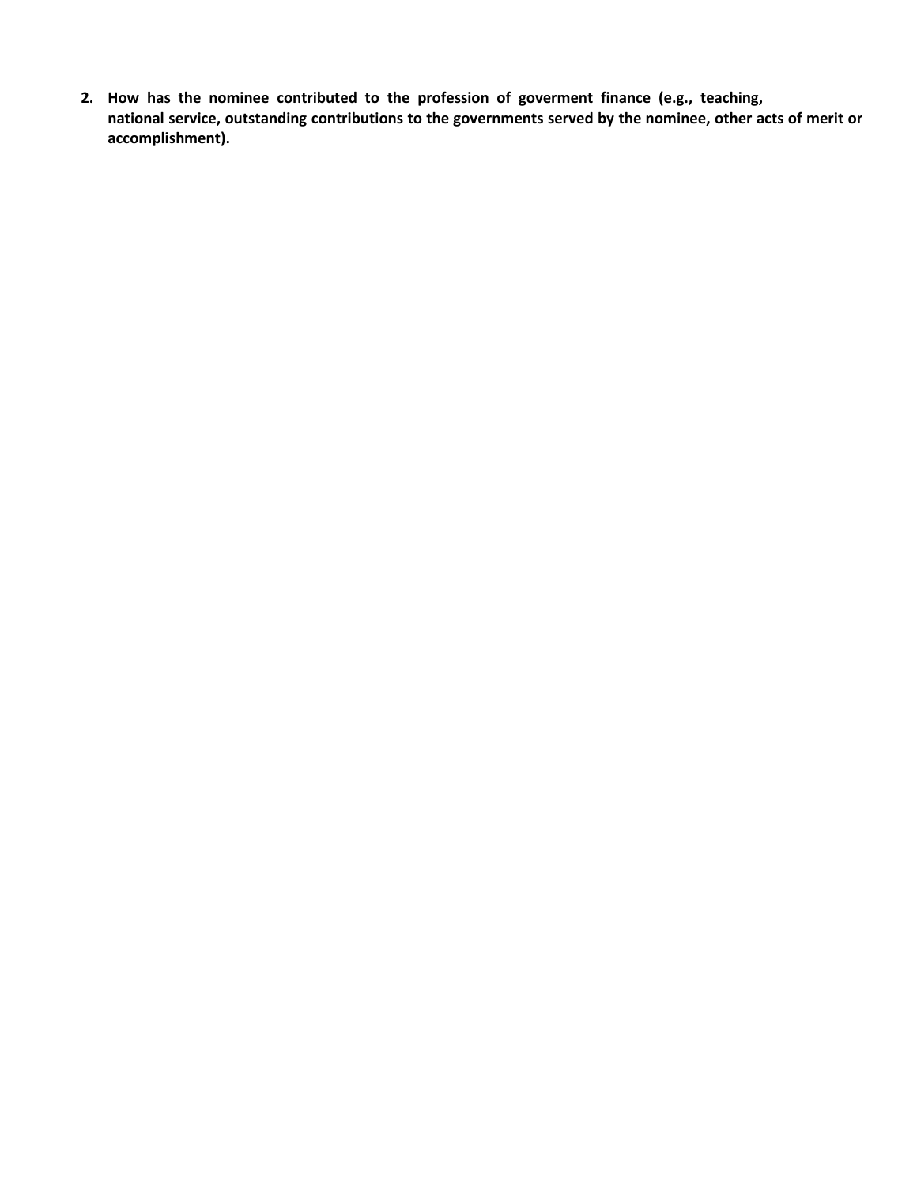2. **How has the nominee contributed to the profession of goverment finance (e.g., teaching, national service, outstanding contributions to the governments served by the nominee, other acts of merit or accomplishment).**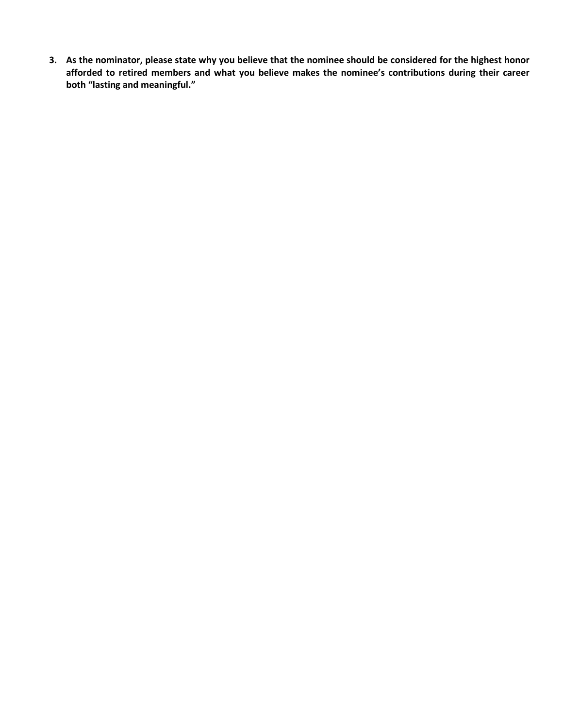3. **As the nominator, please state why you believe that the nominee should be considered for the highest honor afforded to retired members and what you believe makes the nominee's contributions during their career both "lasting and meaningful."**